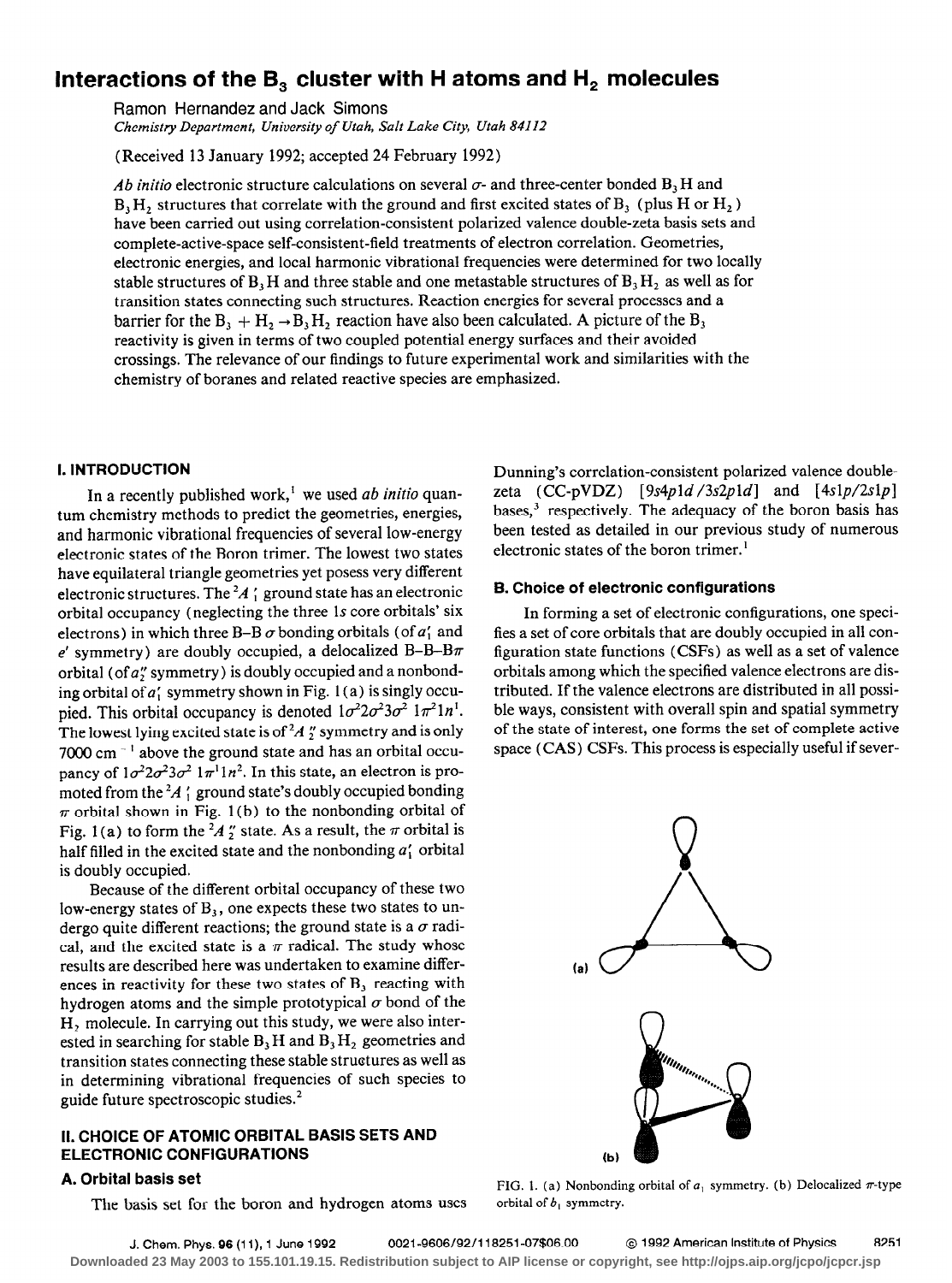# Interactions of the $B_3$ cluster with H atoms and $H_2$ molecules

Ramon Hernandez and Jack Simons

*Chemistry Department, University of Utah, Salt Lake City, Utah 84112*

(Received 13 January 1992; accepted 24 February 1992)

*Ab initio* electronic structure calculations on several $\sigma$- and three-center bonded $B_3H$ and $B_3H_2$ structures that correlate with the ground and first excited states of $B_3$ (plus H or $H_2$) have been carried out using correlation-consistent polarized valence double-zeta basis sets and complete-active-space self-consistent-field treatments of electron correlation. Geometries, electronic energies, and local harmonic vibrational frequencies were determined for two locally stable structures of $B_3H$ and three stable and one metastable structures of $B_3H_2$ as well as for transition states connecting such structures. Reaction energies for several processes and a barrier for the $B_3 + H_2 \rightarrow B_3H_2$ reaction have also been calculated. A picture of the $B_3$ reactivity is given in terms of two coupled potential energy surfaces and their avoided crossings. The relevance of our findings to future experimental work and similarities with the chemistry of boranes and related reactive species are emphasized.

## I. INTRODUCTION

In a recently published work,[1] we used *ab initio* quantum chemistry methods to predict the geometries, energies, and harmonic vibrational frequencies of several low-energy electronic states of the Boron trimer. The lowest two states have equilateral triangle geometries yet posess very different electronic structures. The $^2A_1'$ ground state has an electronic orbital occupancy (neglecting the three 1*s* core orbitals' six electrons) in which three B–B $\sigma$ bonding orbitals (of $a_1'$ and $e'$ symmetry) are doubly occupied, a delocalized B–B–B$\pi$ orbital (of $a_2''$ symmetry) is doubly occupied and a nonbonding orbital of $a_1'$ symmetry shown in Fig. 1(a) is singly occupied. This orbital occupancy is denoted $1\sigma^2 2\sigma^2 3\sigma^2\ 1\pi^2 1n^1$. The lowest lying excited state is of $^2A_2''$ symmetry and is only 7000 cm$^{-1}$ above the ground state and has an orbital occupancy of $1\sigma^2 2\sigma^2 3\sigma^2\ 1\pi^1 1n^2$. In this state, an electron is promoted from the $^2A_1'$ ground state's doubly occupied bonding $\pi$ orbital shown in Fig. 1(b) to the nonbonding orbital of Fig. 1(a) to form the $^2A_2''$ state. As a result, the $\pi$ orbital is half filled in the excited state and the nonbonding $a_1'$ orbital is doubly occupied.

Because of the different orbital occupancy of these two low-energy states of $B_3$, one expects these two states to undergo quite different reactions; the ground state is a $\sigma$ radical, and the excited state is a $\pi$ radical. The study whose results are described here was undertaken to examine differences in reactivity for these two states of $B_3$ reacting with hydrogen atoms and the simple prototypical $\sigma$ bond of the $H_2$ molecule. In carrying out this study, we were also interested in searching for stable $B_3H$ and $B_3H_2$ geometries and transition states connecting these stable structures as well as in determining vibrational frequencies of such species to guide future spectroscopic studies.[2]

## II. CHOICE OF ATOMIC ORBITAL BASIS SETS AND ELECTRONIC CONFIGURATIONS

### A. Orbital basis set

The basis set for the boron and hydrogen atoms uses Dunning's correlation-consistent polarized valence double-zeta (CC-pVDZ) [9*s*4*p*1*d*/3*s*2*p*1*d*] and [4*s*1*p*/2*s*1*p*] bases,[3] respectively. The adequacy of the boron basis has been tested as detailed in our previous study of numerous electronic states of the boron trimer.[1]

### B. Choice of electronic configurations

In forming a set of electronic configurations, one specifies a set of core orbitals that are doubly occupied in all configuration state functions (CSFs) as well as a set of valence orbitals among which the specified valence electrons are distributed. If the valence electrons are distributed in all possible ways, consistent with overall spin and spatial symmetry of the state of interest, one forms the set of complete active space (CAS) CSFs. This process is especially useful if sever-

FIG. 1. (a) Nonbonding orbital of $a_1$ symmetry. (b) Delocalized $\pi$-type orbital of $b_1$ symmetry.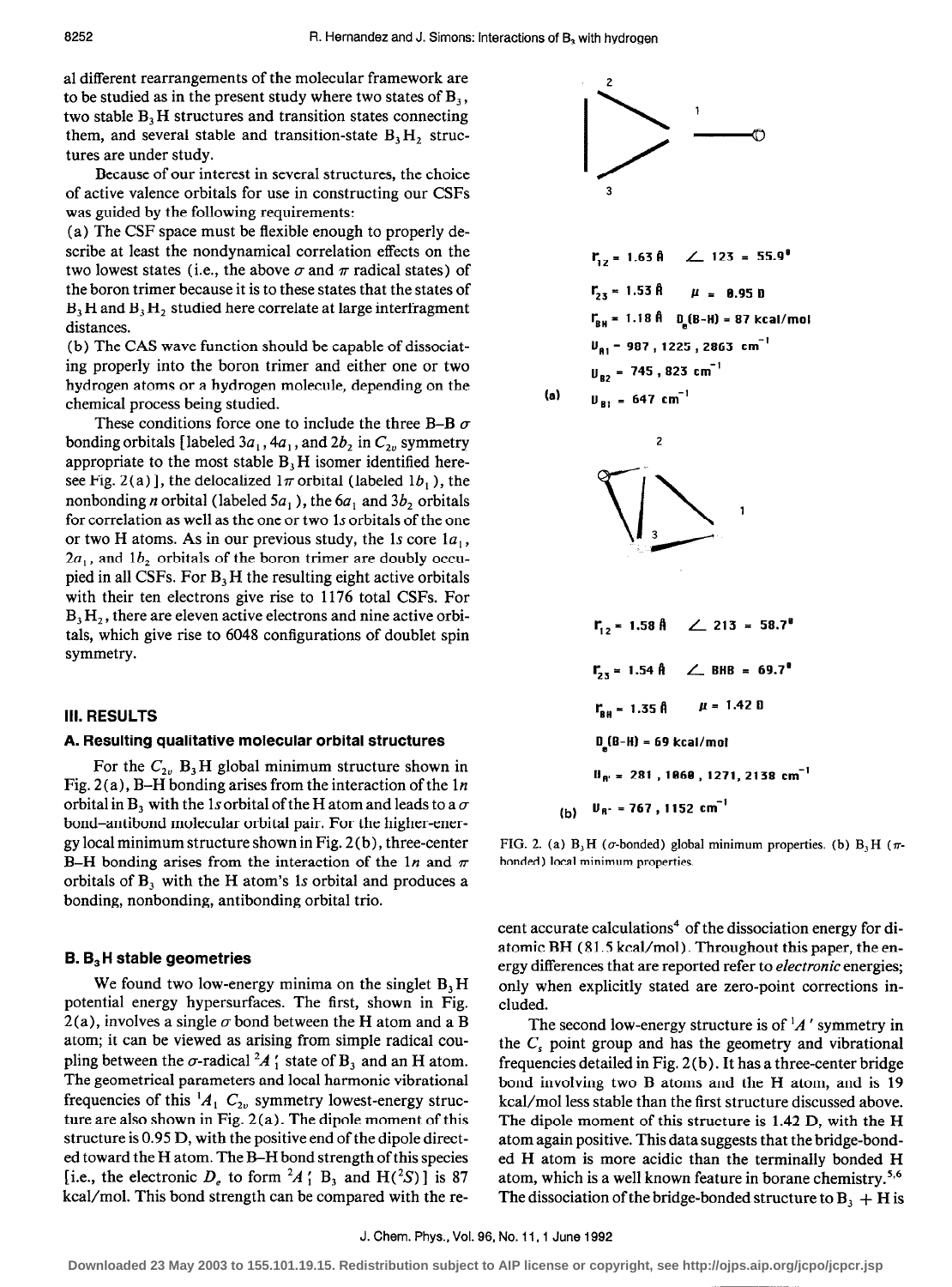al different rearrangements of the molecular framework are to be studied as in the present study where two states of $B_3$, two stable $B_3H$ structures and transition states connecting them, and several stable and transition-state $B_3H_2$ structures are under study.

Because of our interest in several structures, the choice of active valence orbitals for use in constructing our CSFs was guided by the following requirements:

(a) The CSF space must be flexible enough to properly describe at least the nondynamical correlation effects on the two lowest states (i.e., the above $\sigma$ and $\pi$ radical states) of the boron trimer because it is to these states that the states of $B_3H$ and $B_3H_2$ studied here correlate at large interfragment distances.

(b) The CAS wave function should be capable of dissociating properly into the boron trimer and either one or two hydrogen atoms or a hydrogen molecule, depending on the chemical process being studied.

These conditions force one to include the three B–B $\sigma$ bonding orbitals [labeled $3a_1$, $4a_1$, and $2b_2$ in $C_{2v}$ symmetry appropriate to the most stable $B_3H$ isomer identified here-see Fig. 2(a)], the delocalized $1\pi$ orbital (labeled $1b_1$), the nonbonding $n$ orbital (labeled $5a_1$), the $6a_1$ and $3b_2$ orbitals for correlation as well as the one or two $1s$ orbitals of the one or two H atoms. As in our previous study, the $1s$ core $1a_1$, $2a_1$, and $1b_2$ orbitals of the boron trimer are doubly occupied in all CSFs. For $B_3H$ the resulting eight active orbitals with their ten electrons give rise to 1176 total CSFs. For $B_3H_2$, there are eleven active electrons and nine active orbitals, which give rise to 6048 configurations of doublet spin symmetry.

## III. RESULTS

### A. Resulting qualitative molecular orbital structures

For the $C_{2v}$ $B_3H$ global minimum structure shown in Fig. 2(a), B–H bonding arises from the interaction of the $1n$ orbital in $B_3$ with the $1s$ orbital of the H atom and leads to a $\sigma$ bond–antibond molecular orbital pair. For the higher-energy local minimum structure shown in Fig. 2(b), three-center B–H bonding arises from the interaction of the $1n$ and $\pi$ orbitals of $B_3$ with the H atom's $1s$ orbital and produces a bonding, nonbonding, antibonding orbital trio.

### B. $B_3H$ stable geometries

We found two low-energy minima on the singlet $B_3H$ potential energy hypersurfaces. The first, shown in Fig. 2(a), involves a single $\sigma$ bond between the H atom and a B atom; it can be viewed as arising from simple radical coupling between the $\sigma$-radical $^2A_1'$ state of $B_3$ and an H atom. The geometrical parameters and local harmonic vibrational frequencies of this $^1A_1$ $C_{2v}$ symmetry lowest-energy structure are also shown in Fig. 2(a). The dipole moment of this structure is 0.95 D, with the positive end of the dipole directed toward the H atom. The B–H bond strength of this species [i.e., the electronic $D_e$ to form $^2A_1'$ $B_3$ and $H(^2S)$] is 87 kcal/mol. This bond strength can be compared with the recent accurate calculations[4] of the dissociation energy for diatomic BH (81.5 kcal/mol). Throughout this paper, the energy differences that are reported refer to *electronic* energies; only when explicitly stated are zero-point corrections included.

The second low-energy structure is of $^1A'$ symmetry in the $C_s$ point group and has the geometry and vibrational frequencies detailed in Fig. 2(b). It has a three-center bridge bond involving two B atoms and the H atom, and is 19 kcal/mol less stable than the first structure discussed above. The dipole moment of this structure is 1.42 D, with the H atom again positive. This data suggests that the bridge-bonded H atom is more acidic than the terminally bonded H atom, which is a well known feature in borane chemistry.[5,6] The dissociation of the bridge-bonded structure to $B_3$ + H is

(a)

$r_{12}$ = 1.63 Å  ∠ 123 = 55.9°

$r_{23}$ = 1.53 Å  $\mu$ = 0.95 D

$r_{BH}$ = 1.18 Å  $D_e$(B–H) = 87 kcal/mol

$\nu_{A1}$ = 987, 1225, 2863 cm$^{-1}$

$\nu_{B2}$ = 745, 823 cm$^{-1}$

$\nu_{B1}$ = 647 cm$^{-1}$

(b)

$r_{12}$ = 1.58 Å  ∠ 213 = 58.7°

$r_{23}$ = 1.54 Å  ∠ BHB = 69.7°

$r_{BH}$ = 1.35 Å  $\mu$ = 1.42 D

$D_e$(B–H) = 69 kcal/mol

$\nu_{A'}$ = 281, 1060, 1271, 2138 cm$^{-1}$

$\nu_{A''}$ = 767, 1152 cm$^{-1}$

FIG. 2. (a) $B_3H$ ($\sigma$-bonded) global minimum properties. (b) $B_3H$ ($\pi$-bonded) local minimum properties.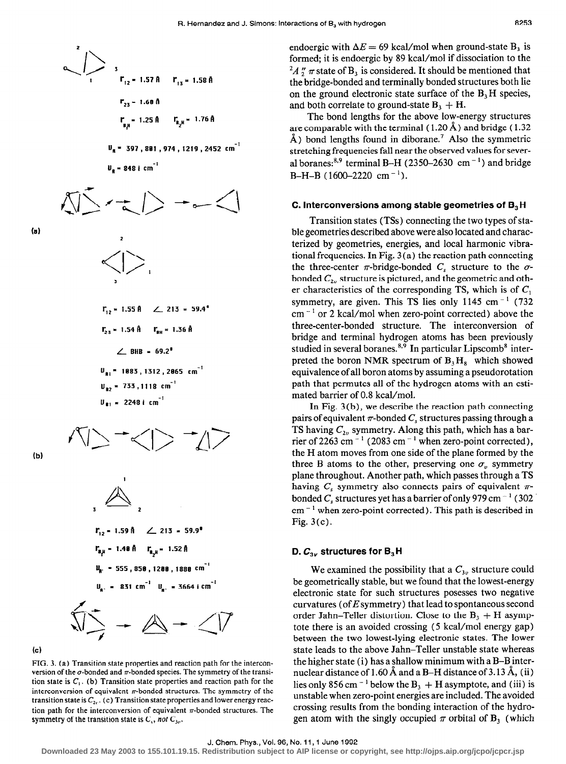$r_{12}$ = 1.57 Å $r_{13}$ = 1.58 Å

$r_{23}$ = 1.60 Å

$r_{B_1H}$ = 1.25 Å $r_{B_2H}$ = 1.76 Å

$\nu_R$ = 397, 881, 974, 1219, 2452 cm$^{-1}$

$\nu_R$ = 848 i cm$^{-1}$

(a)

$r_{12}$ = 1.55 Å ∠ 213 = 59.4°

$r_{23}$ = 1.54 Å $r_{BH}$ = 1.36 Å

∠ BHB = 69.2°

$\nu_{A1}$ = 1083, 1312, 2065 cm$^{-1}$

$\nu_{B2}$ = 733, 1118 cm$^{-1}$

$\nu_{B1}$ = 2248 i cm$^{-1}$

(b)

$r_{12}$ = 1.59 Å ∠ 213 = 59.9°

$r_{B_1H}$ = 1.48 Å $r_{B_2H}$ = 1.52 Å

$\nu_{A'}$ = 555, 858, 1288, 1888 cm$^{-1}$

$\nu_{A''}$ = 831 cm$^{-1}$ $\nu_{A''}$ = 3664 i cm$^{-1}$

(c)

FIG. 3. (a) Transition state properties and reaction path for the interconversion of the σ-bonded and π-bonded species. The symmetry of the transition state is $C_1$. (b) Transition state properties and reaction path for the interconversion of equivalent π-bonded structures. The symmetry of the transition state is $C_{2v}$. (c) Transition state properties and lower energy reaction path for the interconversion of equivalent π-bonded structures. The symmetry of the transition state is $C_s$, *not* $C_{3v}$.

endoergic with $\Delta E = 69$ kcal/mol when ground-state $B_3$ is formed; it is endoergic by 89 kcal/mol if dissociation to the $^2A_2''$ π state of $B_3$ is considered. It should be mentioned that the bridge-bonded and terminally bonded structures both lie on the ground electronic state surface of the $B_3H$ species, and both correlate to ground-state $B_3$ + H.

The bond lengths for the above low-energy structures are comparable with the terminal (1.20 Å) and bridge (1.32 Å) bond lengths found in diborane.[7] Also the symmetric stretching frequencies fall near the observed values for several boranes:[8,9] terminal B–H (2350–2630 cm$^{-1}$) and bridge B–H–B (1600–2220 cm$^{-1}$).

### C. Interconversions among stable geometries of $B_3H$

Transition states (TSs) connecting the two types of stable geometries described above were also located and characterized by geometries, energies, and local harmonic vibrational frequencies. In Fig. 3(a) the reaction path connecting the three-center π-bridge-bonded $C_s$ structure to the σ-bonded $C_{2v}$ structure is pictured, and the geometric and other characteristics of the corresponding TS, which is of $C_1$ symmetry, are given. This TS lies only 1145 cm$^{-1}$ (732 cm$^{-1}$ or 2 kcal/mol when zero-point corrected) above the three-center-bonded structure. The interconversion of bridge and terminal hydrogen atoms has been previously studied in several boranes.[8,9] In particular Lipscomb[8] interpreted the boron NMR spectrum of $B_3H_8$ which showed equivalence of all boron atoms by assuming a pseudorotation path that permutes all of the hydrogen atoms with an estimated barrier of 0.8 kcal/mol.

In Fig. 3(b), we describe the reaction path connecting pairs of equivalent π-bonded $C_s$ structures passing through a TS having $C_{2v}$ symmetry. Along this path, which has a barrier of 2263 cm$^{-1}$ (2083 cm$^{-1}$ when zero-point corrected), the H atom moves from one side of the plane formed by the three B atoms to the other, preserving one $\sigma_v$ symmetry plane throughout. Another path, which passes through a TS having $C_s$ symmetry also connects pairs of equivalent π-bonded $C_s$ structures yet has a barrier of only 979 cm$^{-1}$ (302 cm$^{-1}$ when zero-point corrected). This path is described in Fig. 3(c).

### D. $C_{3v}$ structures for $B_3H$

We examined the possibility that a $C_{3v}$ structure could be geometrically stable, but we found that the lowest-energy electronic state for such structures posesses two negative curvatures (of *E* symmetry) that lead to spontaneous second order Jahn–Teller distortion. Close to the $B_3$ + H asymptote there is an avoided crossing (5 kcal/mol energy gap) between the two lowest-lying electronic states. The lower state leads to the above Jahn–Teller unstable state whereas the higher state (i) has a shallow minimum with a B–B internuclear distance of 1.60 Å and a B–H distance of 3.13 Å, (ii) lies only 856 cm$^{-1}$ below the $B_3$ + H asymptote, and (iii) is unstable when zero-point energies are included. The avoided crossing results from the bonding interaction of the hydrogen atom with the singly occupied π orbital of $B_3$ (which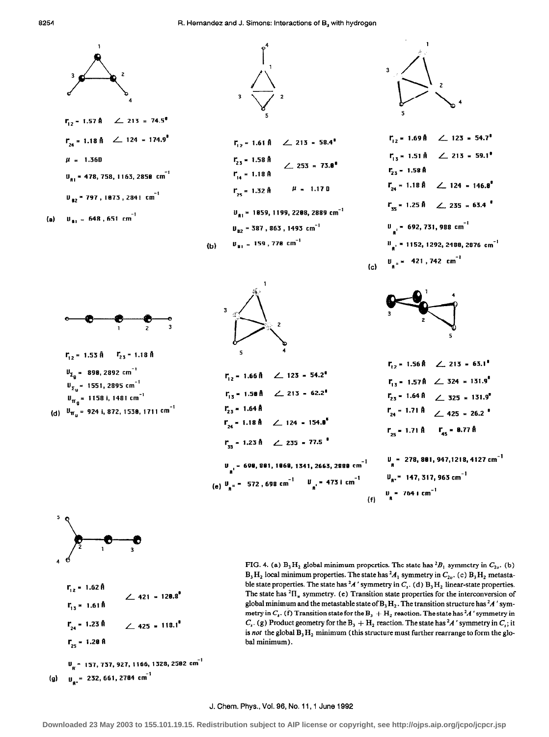$r_{12}$ = 1.57 Å  ∠ 213 = 74.5°

$r_{24}$ = 1.18 Å  ∠ 124 = 174.9°

$\mu$ = 1.36 D

$\nu_{A1}$ = 478, 758, 1163, 2858 $cm^{-1}$

$\nu_{B2}$ = 797, 1873, 2841 $cm^{-1}$

(a) $\nu_{B1}$ = 648, 651 $cm^{-1}$

$r_{12}$ = 1.61 Å  ∠ 213 = 58.4°

$r_{23}$ = 1.58 Å  ∠ 253 = 73.8°

$r_{14}$ = 1.18 Å

$r_{25}$ = 1.32 Å  $\mu$ = 1.17 D

$\nu_{A1}$ = 1059, 1199, 2208, 2889 $cm^{-1}$

$\nu_{B2}$ = 387, 863, 1493 $cm^{-1}$

(b) $\nu_{B1}$ = 159, 778 $cm^{-1}$

$r_{12}$ = 1.69 Å  ∠ 123 = 54.7°

$r_{13}$ = 1.51 Å  ∠ 213 = 59.1°

$r_{23}$ = 1.58 Å

$r_{24}$ = 1.18 Å  ∠ 124 = 146.8°

$r_{35}$ = 1.25 Å  ∠ 235 = 63.4°

$\nu_{A'}$ = 692, 731, 988 $cm^{-1}$

$\nu_{A'}$ = 1152, 1292, 2488, 2876 $cm^{-1}$

(c) $\nu_{A''}$ = 421, 742 $cm^{-1}$

$r_{12}$ = 1.53 Å  $r_{23}$ = 1.18 Å

$\nu_{\Sigma_g}$ = 898, 2892 $cm^{-1}$

$\nu_{\Sigma_u}$ = 1551, 2895 $cm^{-1}$

$\nu_{\Pi_g}$ = 1158 i, 1481 $cm^{-1}$

(d) $\nu_{\Pi_u}$ = 924 i, 872, 1538, 1711 $cm^{-1}$

$r_{12}$ = 1.66 Å  ∠ 123 = 54.2°

$r_{13}$ = 1.58 Å  ∠ 213 = 62.2°

$r_{23}$ = 1.64 Å

$r_{24}$ = 1.18 Å  ∠ 124 = 154.8°

$r_{35}$ = 1.23 Å  ∠ 235 = 77.5°

$\nu_{A'}$ = 690, 881, 1060, 1341, 2663, 2888 $cm^{-1}$

(e) $\nu_{A''}$ = 572, 698 $cm^{-1}$  $\nu_{A'}$ = 473 i $cm^{-1}$

$r_{12}$ = 1.56 Å  ∠ 213 = 63.1°

$r_{13}$ = 1.57 Å  ∠ 324 = 131.9°

$r_{23}$ = 1.64 Å  ∠ 325 = 131.9°

$r_{24}$ = 1.71 Å  ∠ 425 = 26.2°

$r_{25}$ = 1.71 Å  $r_{45}$ = 0.77 Å

$\nu_{A}$ = 278, 881, 947, 1218, 4127 $cm^{-1}$

$\nu_{A''}$ = 147, 317, 963 $cm^{-1}$

(f) $\nu_{A}$ = 764 i $cm^{-1}$

$r_{12}$ = 1.62 Å  ∠ 421 = 120.8°

$r_{13}$ = 1.61 Å

$r_{24}$ = 1.23 Å  ∠ 425 = 118.1°

$r_{25}$ = 1.20 Å

$\nu_{A'}$ = 157, 737, 927, 1166, 1328, 2582 $cm^{-1}$

(g) $\nu_{A''}$ = 232, 661, 2704 $cm^{-1}$

FIG. 4. (a) $B_3H_2$ global minimum properties. The state has $^2B_1$ symmetry in $C_{2v}$. (b) $B_3H_2$ local minimum properties. The state has $^2A_1$ symmetry in $C_{2v}$. (c) $B_3H_2$ metastable state properties. The state has $^2A'$ symmetry in $C_s$. (d) $B_3H_2$ linear-state properties. The state has $^2\Pi_u$ symmetry. (e) Transition state properties for the interconversion of global minimum and the metastable state of $B_3H_2$. The transition structure has $^2A'$ symmetry in $C_s$. (f) Transition state for the $B_3 + H_2$ reaction. The state has $^2A'$ symmetry in $C_s$. (g) Product geometry for the $B_3 + H_2$ reaction. The state has $^2A'$ symmetry in $C_s$; it is *not* the global $B_3H_2$ minimum (this structure must further rearrange to form the global minimum).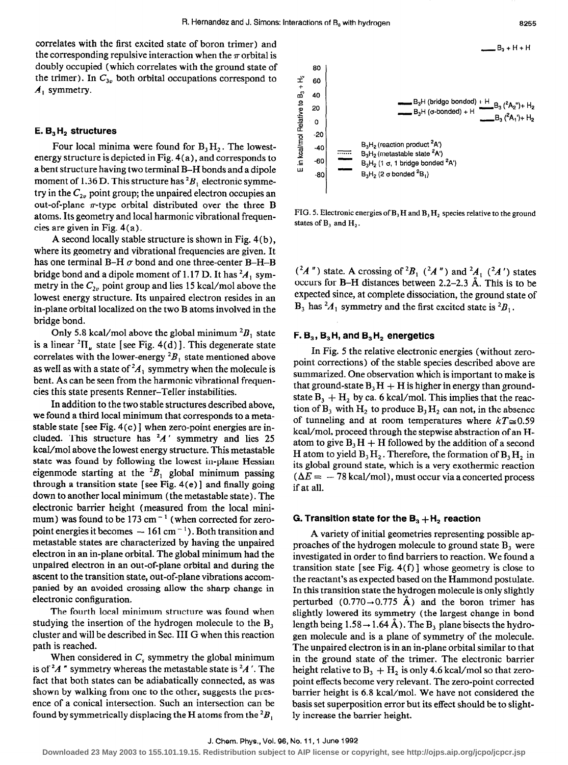correlates with the first excited state of boron trimer) and the corresponding repulsive interaction when the $\pi$ orbital is doubly occupied (which correlates with the ground state of the trimer). In $C_{3v}$ both orbital occupations correspond to $A_1$ symmetry.

### E. $B_3H_2$ structures

Four local minima were found for $B_3H_2$. The lowest-energy structure is depicted in Fig. 4(a), and corresponds to a bent structure having two terminal B–H bonds and a dipole moment of 1.36 D. This structure has $^2B_1$ electronic symmetry in the $C_{2v}$ point group; the unpaired electron occupies an out-of-plane $\pi$-type orbital distributed over the three B atoms. Its geometry and local harmonic vibrational frequencies are given in Fig. 4(a).

A second locally stable structure is shown in Fig. 4(b), where its geometry and vibrational frequencies are given. It has one terminal B–H $\sigma$ bond and one three-center B–H–B bridge bond and a dipole moment of 1.17 D. It has $^2A_1$ symmetry in the $C_{2v}$ point group and lies 15 kcal/mol above the lowest energy structure. Its unpaired electron resides in an in-plane orbital localized on the two B atoms involved in the bridge bond.

Only 5.8 kcal/mol above the global minimum $^2B_1$ state is a linear $^2\Pi_u$ state [see Fig. 4(d)]. This degenerate state correlates with the lower-energy $^2B_1$ state mentioned above as well as with a state of $^2A_1$ symmetry when the molecule is bent. As can be seen from the harmonic vibrational frequencies this state presents Renner–Teller instabilities.

In addition to the two stable structures described above, we found a third local minimum that corresponds to a metastable state [see Fig. 4(c)] when zero-point energies are included. This structure has $^2A'$ symmetry and lies 25 kcal/mol above the lowest energy structure. This metastable state was found by following the lowest in-plane Hessian eigenmode starting at the $^2B_1$ global minimum passing through a transition state [see Fig. 4(e)] and finally going down to another local minimum (the metastable state). The electronic barrier height (measured from the local minimum) was found to be 173 $cm^{-1}$ (when corrected for zero-point energies it becomes $-$ 161 $cm^{-1}$). Both transition and metastable states are characterized by having the unpaired electron in an in-plane orbital. The global minimum had the unpaired electron in an out-of-plane orbital and during the ascent to the transition state, out-of-plane vibrations accompanied by an avoided crossing allow the sharp change in electronic configuration.

The fourth local minimum structure was found when studying the insertion of the hydrogen molecule to the $B_3$ cluster and will be described in Sec. III G when this reaction path is reached.

When considered in $C_s$ symmetry the global minimum is of $^2A''$ symmetry whereas the metastable state is $^2A'$. The fact that both states can be adiabatically connected, as was shown by walking from one to the other, suggests the presence of a conical intersection. Such an intersection can be found by symmetrically displacing the H atoms from the $^2B_1$ ($^2A''$) state. A crossing of $^2B_1$ ($^2A''$) and $^2A_1$ ($^2A'$) states occurs for B–H distances between 2.2–2.3 Å. This is to be expected since, at complete dissociation, the ground state of $B_3$ has $^2A_1$ symmetry and the first excited state is $^2B_1$.

FIG. 5. Electronic energies of $B_3H$ and $B_3H_2$ species relative to the ground states of $B_3$ and $H_2$.

### F. $B_3$, $B_3H$, and $B_3H_2$ energetics

In Fig. 5 the relative electronic energies (without zero-point corrections) of the stable species described above are summarized. One observation which is important to make is that ground-state $B_3H$ + H is higher in energy than ground-state $B_3$ + $H_2$ by ca. 6 kcal/mol. This implies that the reaction of $B_3$ with $H_2$ to produce $B_3H_2$ can not, in the absence of tunneling and at room temperatures where $kT \cong 0.59$ kcal/mol, proceed through the stepwise abstraction of an H-atom to give $B_3H$ + H followed by the addition of a second H atom to yield $B_3H_2$. Therefore, the formation of $B_3H_2$ in its global ground state, which is a very exothermic reaction ($\Delta E = -78$ kcal/mol), must occur via a concerted process if at all.

### G. Transition state for the $B_3 + H_2$ reaction

A variety of initial geometries representing possible approaches of the hydrogen molecule to ground state $B_3$ were investigated in order to find barriers to reaction. We found a transition state [see Fig. 4(f)] whose geometry is close to the reactant's as expected based on the Hammond postulate. In this transition state the hydrogen molecule is only slightly perturbed (0.770→0.775 Å) and the boron trimer has slightly lowered its symmetry (the largest change in bond length being 1.58→1.64 Å). The $B_3$ plane bisects the hydrogen molecule and is a plane of symmetry of the molecule. The unpaired electron is in an in-plane orbital similar to that in the ground state of the trimer. The electronic barrier height relative to $B_3$ + $H_2$ is only 4.6 kcal/mol so that zero-point effects become very relevant. The zero-point corrected barrier height is 6.8 kcal/mol. We have not considered the basis set superposition error but its effect should be to slightly increase the barrier height.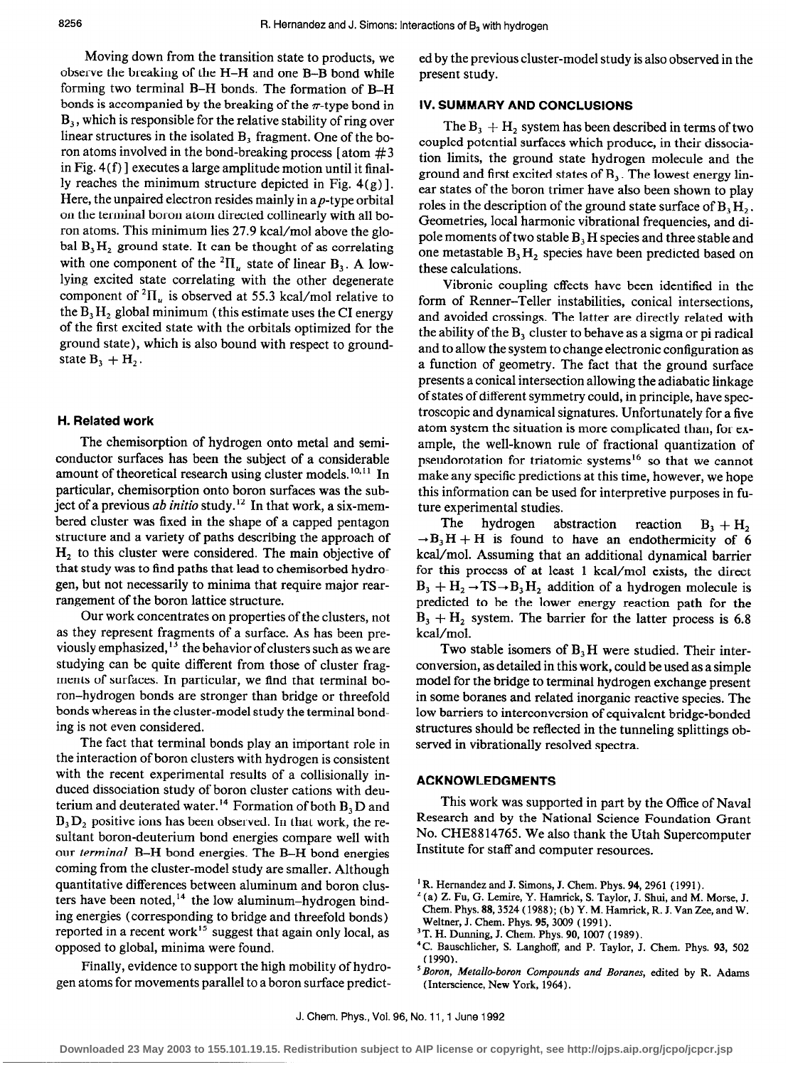Moving down from the transition state to products, we observe the breaking of the H–H and one B–B bond while forming two terminal B–H bonds. The formation of B–H bonds is accompanied by the breaking of the $\pi$-type bond in $B_3$, which is responsible for the relative stability of ring over linear structures in the isolated $B_3$ fragment. One of the boron atoms involved in the bond-breaking process [atom #3 in Fig. 4(f)] executes a large amplitude motion until it finally reaches the minimum structure depicted in Fig. 4(g)]. Here, the unpaired electron resides mainly in a $p$-type orbital on the terminal boron atom directed collinearly with all boron atoms. This minimum lies 27.9 kcal/mol above the global $B_3H_2$ ground state. It can be thought of as correlating with one component of the $^2\Pi_u$ state of linear $B_3$. A low-lying excited state correlating with the other degenerate component of $^2\Pi_u$ is observed at 55.3 kcal/mol relative to the $B_3H_2$ global minimum (this estimate uses the CI energy of the first excited state with the orbitals optimized for the ground state), which is also bound with respect to ground-state $B_3 + H_2$.

### H. Related work

The chemisorption of hydrogen onto metal and semiconductor surfaces has been the subject of a considerable amount of theoretical research using cluster models.[10,11] In particular, chemisorption onto boron surfaces was the subject of a previous *ab initio* study.[12] In that work, a six-membered cluster was fixed in the shape of a capped pentagon structure and a variety of paths describing the approach of $H_2$ to this cluster were considered. The main objective of that study was to find paths that lead to chemisorbed hydrogen, but not necessarily to minima that require major rearrangement of the boron lattice structure.

Our work concentrates on properties of the clusters, not as they represent fragments of a surface. As has been previously emphasized,[13] the behavior of clusters such as we are studying can be quite different from those of cluster fragments of surfaces. In particular, we find that terminal boron–hydrogen bonds are stronger than bridge or threefold bonds whereas in the cluster-model study the terminal bonding is not even considered.

The fact that terminal bonds play an important role in the interaction of boron clusters with hydrogen is consistent with the recent experimental results of a collisionally induced dissociation study of boron cluster cations with deuterium and deuterated water.[14] Formation of both $B_3D$ and $B_3D_2$ positive ions has been observed. In that work, the resultant boron-deuterium bond energies compare well with our *terminal* B–H bond energies. The B–H bond energies coming from the cluster-model study are smaller. Although quantitative differences between aluminum and boron clusters have been noted,[14] the low aluminum–hydrogen binding energies (corresponding to bridge and threefold bonds) reported in a recent work[15] suggest that again only local, as opposed to global, minima were found.

Finally, evidence to support the high mobility of hydrogen atoms for movements parallel to a boron surface predicted by the previous cluster-model study is also observed in the present study.

## IV. SUMMARY AND CONCLUSIONS

The $B_3 + H_2$ system has been described in terms of two coupled potential surfaces which produce, in their dissociation limits, the ground state hydrogen molecule and the ground and first excited states of $B_3$. The lowest energy linear states of the boron trimer have also been shown to play roles in the description of the ground state surface of $B_3H_2$. Geometries, local harmonic vibrational frequencies, and dipole moments of two stable $B_3H$ species and three stable and one metastable $B_3H_2$ species have been predicted based on these calculations.

Vibronic coupling effects have been identified in the form of Renner–Teller instabilities, conical intersections, and avoided crossings. The latter are directly related with the ability of the $B_3$ cluster to behave as a sigma or pi radical and to allow the system to change electronic configuration as a function of geometry. The fact that the ground surface presents a conical intersection allowing the adiabatic linkage of states of different symmetry could, in principle, have spectroscopic and dynamical signatures. Unfortunately for a five atom system the situation is more complicated than, for example, the well-known rule of fractional quantization of pseudorotation for triatomic systems[16] so that we cannot make any specific predictions at this time, however, we hope this information can be used for interpretive purposes in future experimental studies.

The hydrogen abstraction reaction $B_3 + H_2 \rightarrow B_3H + H$ is found to have an endothermicity of 6 kcal/mol. Assuming that an additional dynamical barrier for this process of at least 1 kcal/mol exists, the direct $B_3 + H_2 \rightarrow TS \rightarrow B_3H_2$ addition of a hydrogen molecule is predicted to be the lower energy reaction path for the $B_3 + H_2$ system. The barrier for the latter process is 6.8 kcal/mol.

Two stable isomers of $B_3H$ were studied. Their interconversion, as detailed in this work, could be used as a simple model for the bridge to terminal hydrogen exchange present in some boranes and related inorganic reactive species. The low barriers to interconversion of equivalent bridge-bonded structures should be reflected in the tunneling splittings observed in vibrationally resolved spectra.

## ACKNOWLEDGMENTS

This work was supported in part by the Office of Naval Research and by the National Science Foundation Grant No. CHE8814765. We also thank the Utah Supercomputer Institute for staff and computer resources.

[1] R. Hernandez and J. Simons, J. Chem. Phys. **94**, 2961 (1991).

[2] (a) Z. Fu, G. Lemire, Y. Hamrick, S. Taylor, J. Shui, and M. Morse, J. Chem. Phys. **88**, 3524 (1988); (b) Y. M. Hamrick, R. J. Van Zee, and W. Weltner, J. Chem. Phys. **95**, 3009 (1991).

[3] T. H. Dunning, J. Chem. Phys. **90**, 1007 (1989).

[4] C. Bauschlicher, S. Langhoff, and P. Taylor, J. Chem. Phys. **93**, 502 (1990).

[5] *Boron, Metallo-boron Compounds and Boranes*, edited by R. Adams (Interscience, New York, 1964).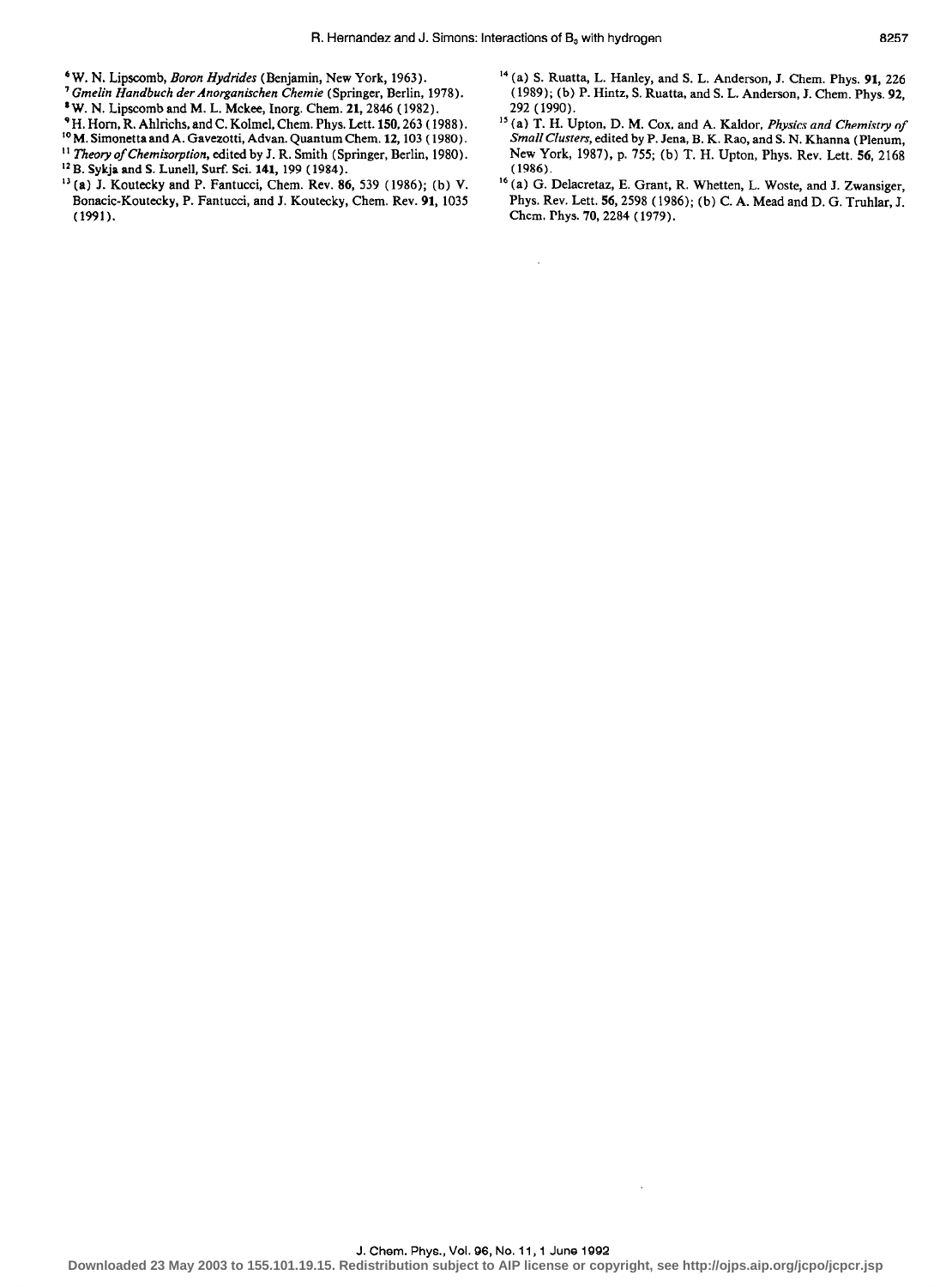[6] W. N. Lipscomb, *Boron Hydrides* (Benjamin, New York, 1963).
[7] *Gmelin Handbuch der Anorganischen Chemie* (Springer, Berlin, 1978).
[8] W. N. Lipscomb and M. L. Mckee, Inorg. Chem. **21**, 2846 (1982).
[9] H. Horn, R. Ahlrichs, and C. Kolmel, Chem. Phys. Lett. **150**, 263 (1988).
[10] M. Simonetta and A. Gavezotti, Advan. Quantum Chem. **12**, 103 (1980).
[11] *Theory of Chemisorption*, edited by J. R. Smith (Springer, Berlin, 1980).
[12] B. Sykja and S. Lunell, Surf. Sci. **141**, 199 (1984).
[13] (a) J. Koutecky and P. Fantucci, Chem. Rev. **86**, 539 (1986); (b) V. Bonacic-Koutecky, P. Fantucci, and J. Koutecky, Chem. Rev. **91**, 1035 (1991).
[14] (a) S. Ruatta, L. Hanley, and S. L. Anderson, J. Chem. Phys. **91**, 226 (1989); (b) P. Hintz, S. Ruatta, and S. L. Anderson, J. Chem. Phys. **92**, 292 (1990).
[15] (a) T. H. Upton, D. M. Cox, and A. Kaldor, *Physics and Chemistry of Small Clusters*, edited by P. Jena, B. K. Rao, and S. N. Khanna (Plenum, New York, 1987), p. 755; (b) T. H. Upton, Phys. Rev. Lett. **56**, 2168 (1986).
[16] (a) G. Delacretaz, E. Grant, R. Whetten, L. Woste, and J. Zwansiger, Phys. Rev. Lett. **56**, 2598 (1986); (b) C. A. Mead and D. G. Truhlar, J. Chem. Phys. **70**, 2284 (1979).